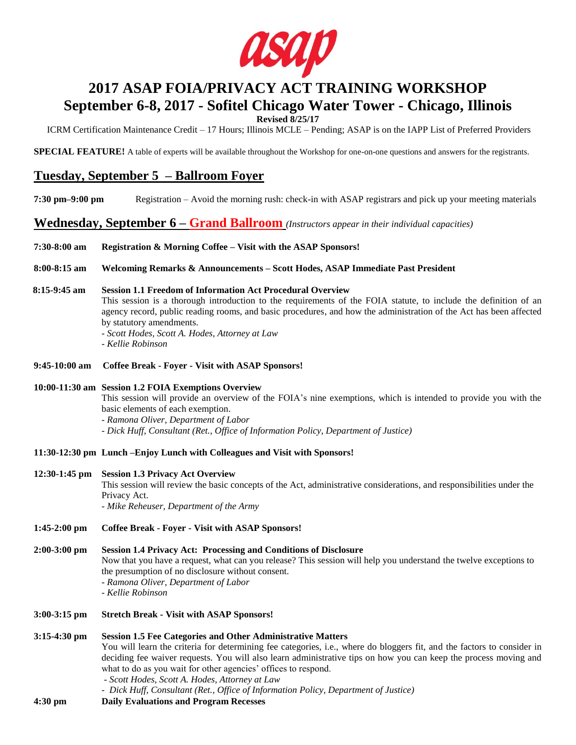asap

# 2017 ASAP FOIA/PRIVACY ACT TRAINING WORKSHOP

# September 6-8, 2017 - Sofitel Chicago Water Tower - Chicago, Illinois

**Revised 8/25/17**

ICRM Certification Maintenance Credit – 17 Hours; Illinois MCLE – Pending; ASAP is on the IAPP List of Preferred Providers

**SPECIAL FEATURE!** A table of experts will be available throughout the Workshop for one-on-one questions and answers for the registrants.

## Tuesday, September 5 – Ballroom Foyer

**7:30 pm–9:00 pm** Registration – Avoid the morning rush: check-in with ASAP registrars and pick up your meeting materials

## Wednesday, September 6 – Grand Ballroom *(Instructors appear in their individual capacities)*

**7:30-8:00 am** **Registration & Morning Coffee – Visit with the ASAP Sponsors!**

**8:00-8:15 am** **Welcoming Remarks & Announcements – Scott Hodes, ASAP Immediate Past President**

**8:15-9:45 am** **Session 1.1 Freedom of Information Act Procedural Overview**

This session is a thorough introduction to the requirements of the FOIA statute, to include the definition of an agency record, public reading rooms, and basic procedures, and how the administration of the Act has been affected by statutory amendments.

- *Scott Hodes, Scott A. Hodes, Attorney at Law*
- *Kellie Robinson*

**9:45-10:00 am** **Coffee Break - Foyer - Visit with ASAP Sponsors!**

**10:00-11:30 am** **Session 1.2 FOIA Exemptions Overview**

This session will provide an overview of the FOIA's nine exemptions, which is intended to provide you with the basic elements of each exemption.

- *Ramona Oliver, Department of Labor*
- *Dick Huff, Consultant (Ret., Office of Information Policy, Department of Justice)*

**11:30-12:30 pm** **Lunch –Enjoy Lunch with Colleagues and Visit with Sponsors!**

**12:30-1:45 pm** **Session 1.3 Privacy Act Overview**

This session will review the basic concepts of the Act, administrative considerations, and responsibilities under the Privacy Act.

- *Mike Reheuser, Department of the Army*

**1:45-2:00 pm** **Coffee Break - Foyer - Visit with ASAP Sponsors!**

**2:00-3:00 pm** **Session 1.4 Privacy Act: Processing and Conditions of Disclosure**

Now that you have a request, what can you release? This session will help you understand the twelve exceptions to the presumption of no disclosure without consent.

- *Ramona Oliver, Department of Labor*
- *Kellie Robinson*

**3:00-3:15 pm** **Stretch Break - Visit with ASAP Sponsors!**

**3:15-4:30 pm** **Session 1.5 Fee Categories and Other Administrative Matters**

You will learn the criteria for determining fee categories, i.e., where do bloggers fit, and the factors to consider in deciding fee waiver requests. You will also learn administrative tips on how you can keep the process moving and what to do as you wait for other agencies' offices to respond.

- *Scott Hodes, Scott A. Hodes, Attorney at Law*
- *Dick Huff, Consultant (Ret., Office of Information Policy, Department of Justice)*

**4:30 pm** **Daily Evaluations and Program Recesses**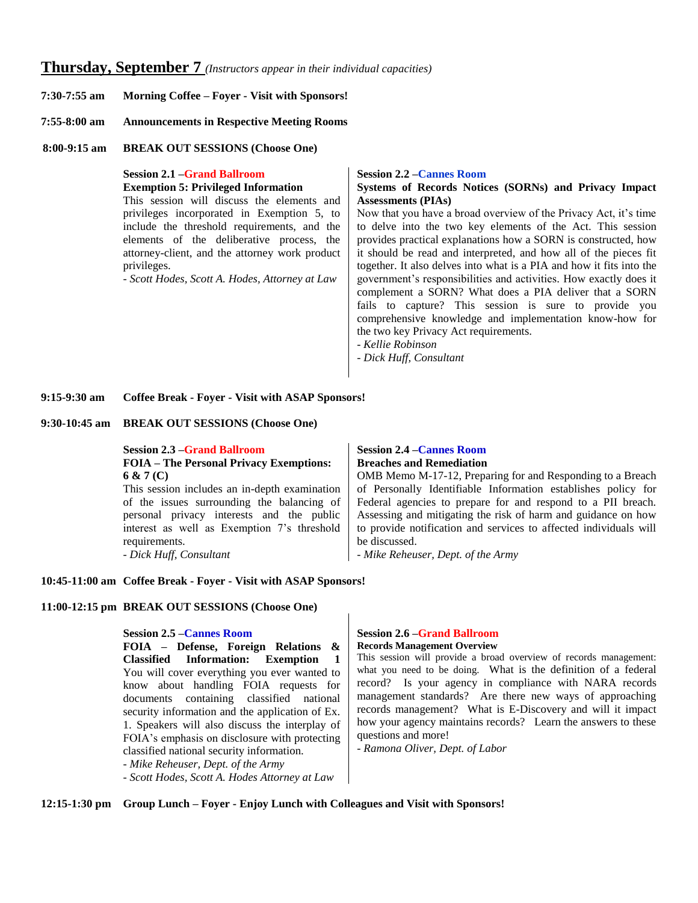## Thursday, September 7 *(Instructors appear in their individual capacities)*

**7:30-7:55 am** **Morning Coffee – Foyer - Visit with Sponsors!**

**7:55-8:00 am** **Announcements in Respective Meeting Rooms**

**8:00-9:15 am** **BREAK OUT SESSIONS (Choose One)**

**Session 2.1 –Grand Ballroom**
**Exemption 5: Privileged Information**
This session will discuss the elements and privileges incorporated in Exemption 5, to include the threshold requirements, and the elements of the deliberative process, the attorney-client, and the attorney work product privileges.
*- Scott Hodes, Scott A. Hodes, Attorney at Law*

**Session 2.2 –Cannes Room**
**Systems of Records Notices (SORNs) and Privacy Impact Assessments (PIAs)**
Now that you have a broad overview of the Privacy Act, it's time to delve into the two key elements of the Act. This session provides practical explanations how a SORN is constructed, how it should be read and interpreted, and how all of the pieces fit together. It also delves into what is a PIA and how it fits into the government's responsibilities and activities. How exactly does it complement a SORN? What does a PIA deliver that a SORN fails to capture? This session is sure to provide you comprehensive knowledge and implementation know-how for the two key Privacy Act requirements.
*- Kellie Robinson*
*- Dick Huff, Consultant*

**9:15-9:30 am** **Coffee Break - Foyer - Visit with ASAP Sponsors!**

**9:30-10:45 am** **BREAK OUT SESSIONS (Choose One)**

**Session 2.3 –Grand Ballroom**
**FOIA – The Personal Privacy Exemptions: 6 & 7 (C)**
This session includes an in-depth examination of the issues surrounding the balancing of personal privacy interests and the public interest as well as Exemption 7's threshold requirements.
*- Dick Huff, Consultant*

**Session 2.4 –Cannes Room**
**Breaches and Remediation**
OMB Memo M-17-12, Preparing for and Responding to a Breach of Personally Identifiable Information establishes policy for Federal agencies to prepare for and respond to a PII breach. Assessing and mitigating the risk of harm and guidance on how to provide notification and services to affected individuals will be discussed.
*- Mike Reheuser, Dept. of the Army*

**10:45-11:00 am** **Coffee Break - Foyer - Visit with ASAP Sponsors!**

**11:00-12:15 pm** **BREAK OUT SESSIONS (Choose One)**

**Session 2.5 –Cannes Room**
**FOIA – Defense, Foreign Relations & Classified Information: Exemption 1**
You will cover everything you ever wanted to know about handling FOIA requests for documents containing classified national security information and the application of Ex. 1. Speakers will also discuss the interplay of FOIA's emphasis on disclosure with protecting classified national security information.
*- Mike Reheuser, Dept. of the Army*
*- Scott Hodes, Scott A. Hodes Attorney at Law*

**Session 2.6 –Grand Ballroom**
**Records Management Overview**
This session will provide a broad overview of records management: what you need to be doing. What is the definition of a federal record? Is your agency in compliance with NARA records management standards? Are there new ways of approaching records management? What is E-Discovery and will it impact how your agency maintains records? Learn the answers to these questions and more!
*- Ramona Oliver, Dept. of Labor*

**12:15-1:30 pm** **Group Lunch – Foyer - Enjoy Lunch with Colleagues and Visit with Sponsors!**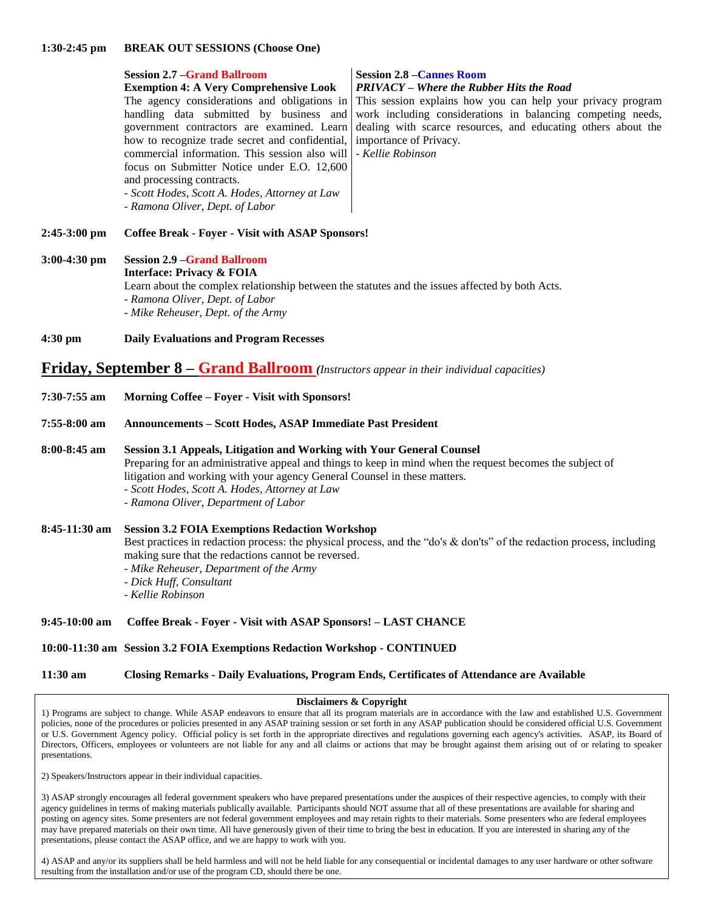**1:30-2:45 pm  BREAK OUT SESSIONS (Choose One)**

**Session 2.7 –Grand Ballroom**
**Exemption 4: A Very Comprehensive Look**
The agency considerations and obligations in handling data submitted by business and government contractors are examined. Learn how to recognize trade secret and confidential, commercial information. This session also will focus on Submitter Notice under E.O. 12,600 and processing contracts.
- *Scott Hodes, Scott A. Hodes, Attorney at Law*
- *Ramona Oliver, Dept. of Labor*

**Session 2.8 –Cannes Room**
***PRIVACY – Where the Rubber Hits the Road***
This session explains how you can help your privacy program work including considerations in balancing competing needs, dealing with scarce resources, and educating others about the importance of Privacy.
- *Kellie Robinson*

**2:45-3:00 pm  Coffee Break - Foyer - Visit with ASAP Sponsors!**

**3:00-4:30 pm  Session 2.9 –Grand Ballroom**
**Interface: Privacy & FOIA**
Learn about the complex relationship between the statutes and the issues affected by both Acts.
- *Ramona Oliver, Dept. of Labor*
- *Mike Reheuser, Dept. of the Army*

**4:30 pm  Daily Evaluations and Program Recesses**

## Friday, September 8 – Grand Ballroom *(Instructors appear in their individual capacities)*

**7:30-7:55 am  Morning Coffee – Foyer - Visit with Sponsors!**

**7:55-8:00 am  Announcements – Scott Hodes, ASAP Immediate Past President**

**8:00-8:45 am  Session 3.1 Appeals, Litigation and Working with Your General Counsel**
Preparing for an administrative appeal and things to keep in mind when the request becomes the subject of litigation and working with your agency General Counsel in these matters.
- *Scott Hodes, Scott A. Hodes, Attorney at Law*
- *Ramona Oliver, Department of Labor*

**8:45-11:30 am  Session 3.2 FOIA Exemptions Redaction Workshop**
Best practices in redaction process: the physical process, and the "do's & don'ts" of the redaction process, including making sure that the redactions cannot be reversed.
- *Mike Reheuser, Department of the Army*
- *Dick Huff, Consultant*
- *Kellie Robinson*

**9:45-10:00 am  Coffee Break - Foyer - Visit with ASAP Sponsors! – LAST CHANCE**

**10:00-11:30 am  Session 3.2 FOIA Exemptions Redaction Workshop - CONTINUED**

**11:30 am  Closing Remarks - Daily Evaluations, Program Ends, Certificates of Attendance are Available**

---

**Disclaimers & Copyright**

1) Programs are subject to change. While ASAP endeavors to ensure that all its program materials are in accordance with the law and established U.S. Government policies, none of the procedures or policies presented in any ASAP training session or set forth in any ASAP publication should be considered official U.S. Government or U.S. Government Agency policy. Official policy is set forth in the appropriate directives and regulations governing each agency's activities. ASAP, its Board of Directors, Officers, employees or volunteers are not liable for any and all claims or actions that may be brought against them arising out of or relating to speaker presentations.

2) Speakers/Instructors appear in their individual capacities.

3) ASAP strongly encourages all federal government speakers who have prepared presentations under the auspices of their respective agencies, to comply with their agency guidelines in terms of making materials publically available. Participants should NOT assume that all of these presentations are available for sharing and posting on agency sites. Some presenters are not federal government employees and may retain rights to their materials. Some presenters who are federal employees may have prepared materials on their own time. All have generously given of their time to bring the best in education. If you are interested in sharing any of the presentations, please contact the ASAP office, and we are happy to work with you.

4) ASAP and any/or its suppliers shall be held harmless and will not be held liable for any consequential or incidental damages to any user hardware or other software resulting from the installation and/or use of the program CD, should there be one.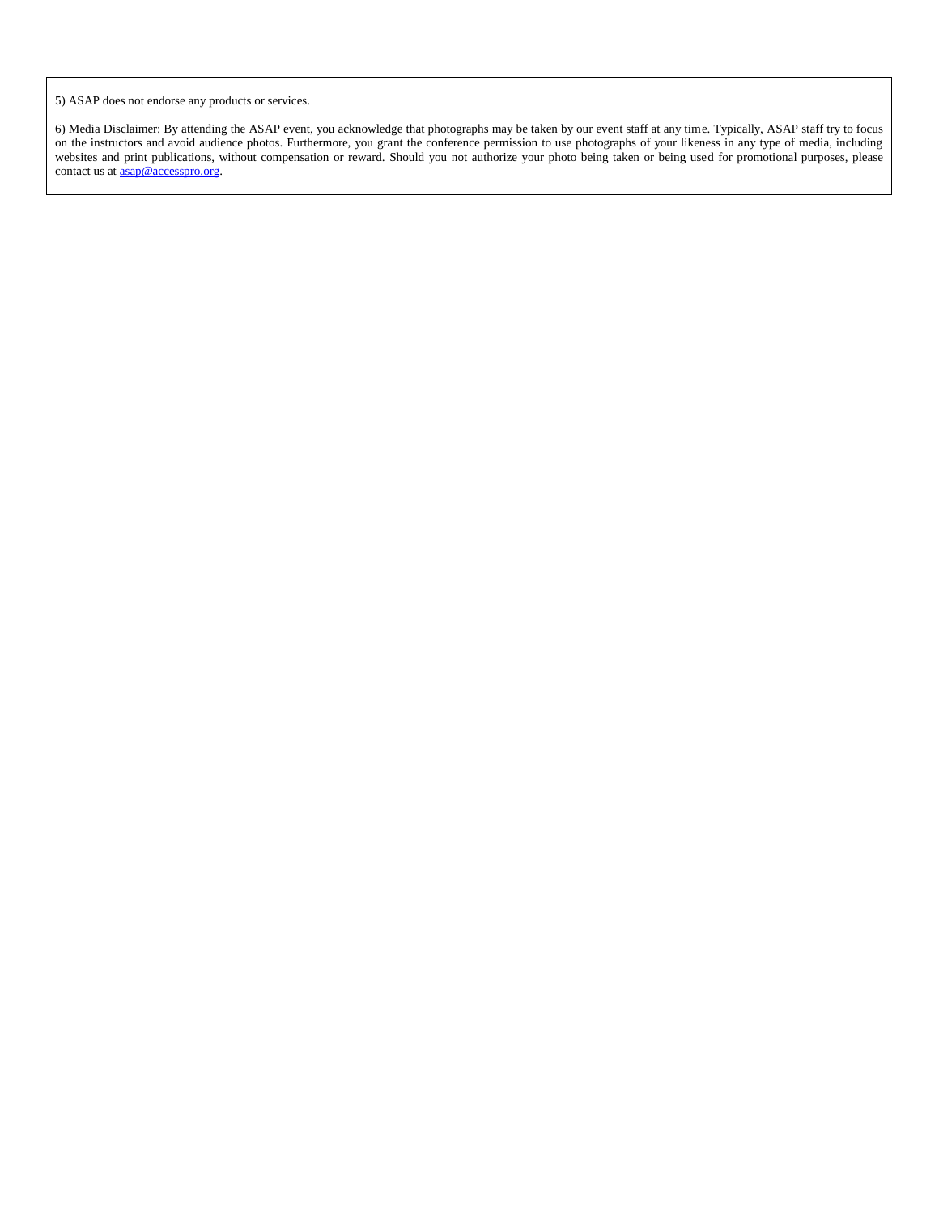5) ASAP does not endorse any products or services.

6) Media Disclaimer: By attending the ASAP event, you acknowledge that photographs may be taken by our event staff at any time. Typically, ASAP staff try to focus on the instructors and avoid audience photos. Furthermore, you grant the conference permission to use photographs of your likeness in any type of media, including websites and print publications, without compensation or reward. Should you not authorize your photo being taken or being used for promotional purposes, please contact us at [asap@accesspro.org](mailto:asap@accesspro.org).